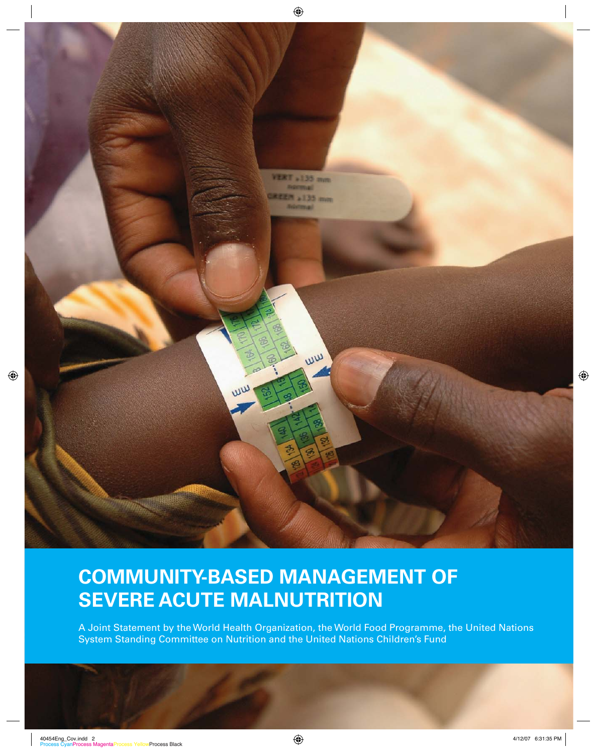# COMMUNITY-BASED MANAGEMENT OF SEVERE ACUTE MALNUTRITION

A Joint Statement by the World Health Organization, the World Food Programme, the United Nations System Standing Committee on Nutrition and the United Nations Children's Fund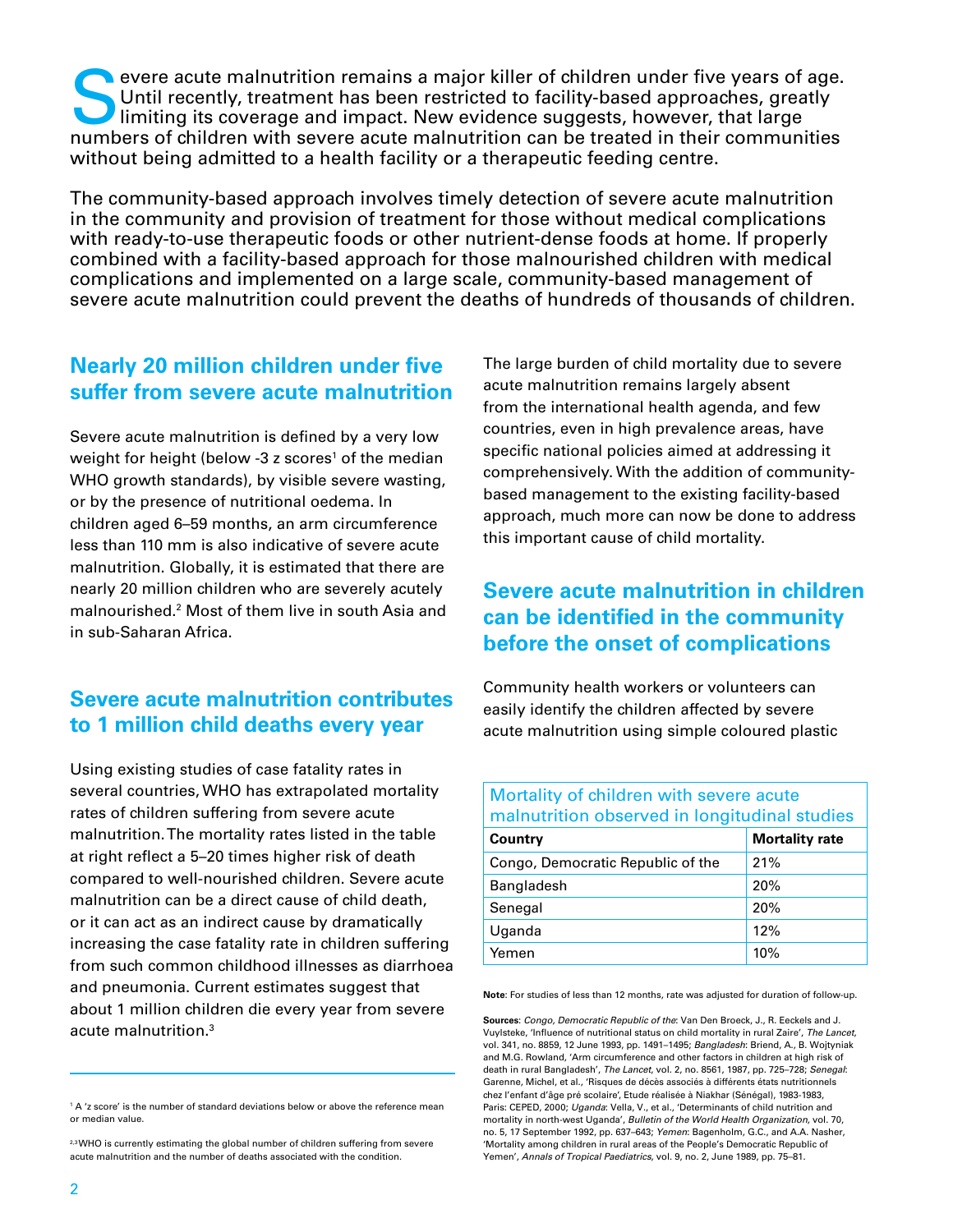Severe acute malnutrition remains a major killer of children under five years of age. Until recently, treatment has been restricted to facility-based approaches, greatly limiting its coverage and impact. New evidence suggests, however, that large numbers of children with severe acute malnutrition can be treated in their communities without being admitted to a health facility or a therapeutic feeding centre.

The community-based approach involves timely detection of severe acute malnutrition in the community and provision of treatment for those without medical complications with ready-to-use therapeutic foods or other nutrient-dense foods at home. If properly combined with a facility-based approach for those malnourished children with medical complications and implemented on a large scale, community-based management of severe acute malnutrition could prevent the deaths of hundreds of thousands of children.

## Nearly 20 million children under five suffer from severe acute malnutrition

Severe acute malnutrition is defined by a very low weight for height (below -3 z scores[1] of the median WHO growth standards), by visible severe wasting, or by the presence of nutritional oedema. In children aged 6–59 months, an arm circumference less than 110 mm is also indicative of severe acute malnutrition. Globally, it is estimated that there are nearly 20 million children who are severely acutely malnourished.[2] Most of them live in south Asia and in sub-Saharan Africa.

## Severe acute malnutrition contributes to 1 million child deaths every year

Using existing studies of case fatality rates in several countries, WHO has extrapolated mortality rates of children suffering from severe acute malnutrition. The mortality rates listed in the table at right reflect a 5–20 times higher risk of death compared to well-nourished children. Severe acute malnutrition can be a direct cause of child death, or it can act as an indirect cause by dramatically increasing the case fatality rate in children suffering from such common childhood illnesses as diarrhoea and pneumonia. Current estimates suggest that about 1 million children die every year from severe acute malnutrition.[3]

The large burden of child mortality due to severe acute malnutrition remains largely absent from the international health agenda, and few countries, even in high prevalence areas, have specific national policies aimed at addressing it comprehensively. With the addition of community-based management to the existing facility-based approach, much more can now be done to address this important cause of child mortality.

## Severe acute malnutrition in children can be identified in the community before the onset of complications

Community health workers or volunteers can easily identify the children affected by severe acute malnutrition using simple coloured plastic

**Mortality of children with severe acute malnutrition observed in longitudinal studies**

| Country | Mortality rate |
|---|---|
| Congo, Democratic Republic of the | 21% |
| Bangladesh | 20% |
| Senegal | 20% |
| Uganda | 12% |
| Yemen | 10% |

**Note**: For studies of less than 12 months, rate was adjusted for duration of follow-up.

**Sources**: *Congo, Democratic Republic of the*: Van Den Broeck, J., R. Eeckels and J. Vuylsteke, 'Influence of nutritional status on child mortality in rural Zaire', *The Lancet*, vol. 341, no. 8859, 12 June 1993, pp. 1491–1495; *Bangladesh*: Briend, A., B. Wojtyniak and M.G. Rowland, 'Arm circumference and other factors in children at high risk of death in rural Bangladesh', *The Lancet*, vol. 2, no. 8561, 1987, pp. 725–728; *Senegal*: Garenne, Michel, et al., 'Risques de décès associés à différents états nutritionnels chez l'enfant d'âge pré scolaire', Etude réalisée à Niakhar (Sénégal), 1983-1983, Paris: CEPED, 2000; *Uganda*: Vella, V., et al., 'Determinants of child nutrition and mortality in north-west Uganda', *Bulletin of the World Health Organization*, vol. 70, no. 5, 17 September 1992, pp. 637–643; *Yemen*: Bagenholm, G.C., and A.A. Nasher, 'Mortality among children in rural areas of the People's Democratic Republic of Yemen', *Annals of Tropical Paediatrics*, vol. 9, no. 2, June 1989, pp. 75–81.

---

[1] A 'z score' is the number of standard deviations below or above the reference mean or median value.

[2,3] WHO is currently estimating the global number of children suffering from severe acute malnutrition and the number of deaths associated with the condition.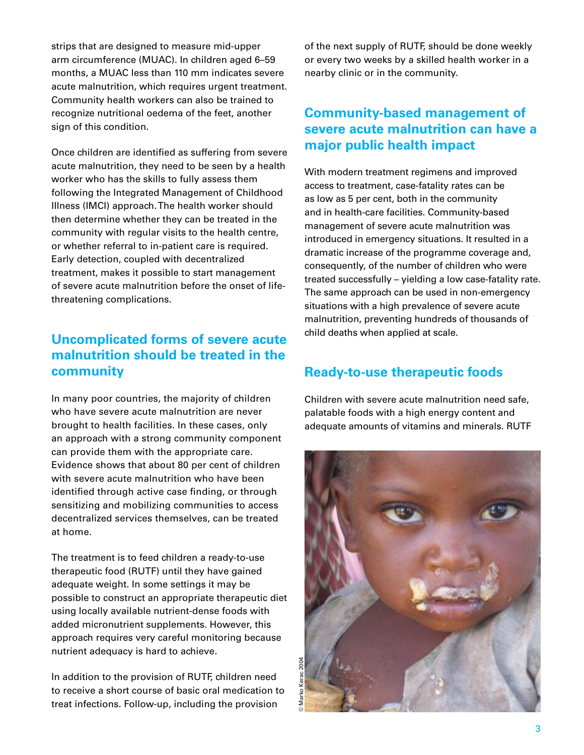strips that are designed to measure mid-upper arm circumference (MUAC). In children aged 6–59 months, a MUAC less than 110 mm indicates severe acute malnutrition, which requires urgent treatment. Community health workers can also be trained to recognize nutritional oedema of the feet, another sign of this condition.

Once children are identified as suffering from severe acute malnutrition, they need to be seen by a health worker who has the skills to fully assess them following the Integrated Management of Childhood Illness (IMCI) approach. The health worker should then determine whether they can be treated in the community with regular visits to the health centre, or whether referral to in-patient care is required. Early detection, coupled with decentralized treatment, makes it possible to start management of severe acute malnutrition before the onset of life-threatening complications.

## Uncomplicated forms of severe acute malnutrition should be treated in the community

In many poor countries, the majority of children who have severe acute malnutrition are never brought to health facilities. In these cases, only an approach with a strong community component can provide them with the appropriate care. Evidence shows that about 80 per cent of children with severe acute malnutrition who have been identified through active case finding, or through sensitizing and mobilizing communities to access decentralized services themselves, can be treated at home.

The treatment is to feed children a ready-to-use therapeutic food (RUTF) until they have gained adequate weight. In some settings it may be possible to construct an appropriate therapeutic diet using locally available nutrient-dense foods with added micronutrient supplements. However, this approach requires very careful monitoring because nutrient adequacy is hard to achieve.

In addition to the provision of RUTF, children need to receive a short course of basic oral medication to treat infections. Follow-up, including the provision of the next supply of RUTF, should be done weekly or every two weeks by a skilled health worker in a nearby clinic or in the community.

## Community-based management of severe acute malnutrition can have a major public health impact

With modern treatment regimens and improved access to treatment, case-fatality rates can be as low as 5 per cent, both in the community and in health-care facilities. Community-based management of severe acute malnutrition was introduced in emergency situations. It resulted in a dramatic increase of the programme coverage and, consequently, of the number of children who were treated successfully – yielding a low case-fatality rate. The same approach can be used in non-emergency situations with a high prevalence of severe acute malnutrition, preventing hundreds of thousands of child deaths when applied at scale.

## Ready-to-use therapeutic foods

Children with severe acute malnutrition need safe, palatable foods with a high energy content and adequate amounts of vitamins and minerals. RUTF

© Marko Kerac 2004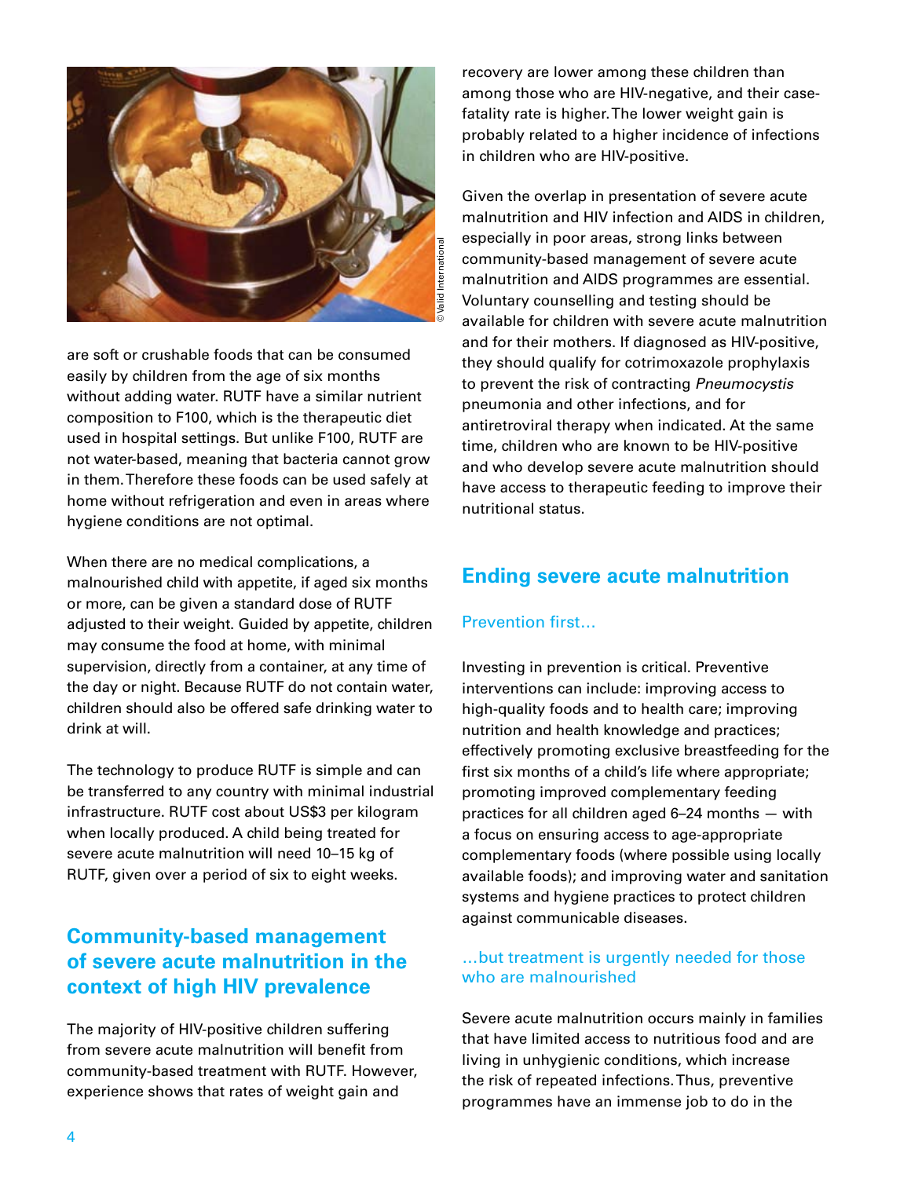are soft or crushable foods that can be consumed easily by children from the age of six months without adding water. RUTF have a similar nutrient composition to F100, which is the therapeutic diet used in hospital settings. But unlike F100, RUTF are not water-based, meaning that bacteria cannot grow in them. Therefore these foods can be used safely at home without refrigeration and even in areas where hygiene conditions are not optimal.

When there are no medical complications, a malnourished child with appetite, if aged six months or more, can be given a standard dose of RUTF adjusted to their weight. Guided by appetite, children may consume the food at home, with minimal supervision, directly from a container, at any time of the day or night. Because RUTF do not contain water, children should also be offered safe drinking water to drink at will.

The technology to produce RUTF is simple and can be transferred to any country with minimal industrial infrastructure. RUTF cost about US$3 per kilogram when locally produced. A child being treated for severe acute malnutrition will need 10–15 kg of RUTF, given over a period of six to eight weeks.

## Community-based management of severe acute malnutrition in the context of high HIV prevalence

The majority of HIV-positive children suffering from severe acute malnutrition will benefit from community-based treatment with RUTF. However, experience shows that rates of weight gain and recovery are lower among these children than among those who are HIV-negative, and their case-fatality rate is higher. The lower weight gain is probably related to a higher incidence of infections in children who are HIV-positive.

Given the overlap in presentation of severe acute malnutrition and HIV infection and AIDS in children, especially in poor areas, strong links between community-based management of severe acute malnutrition and AIDS programmes are essential. Voluntary counselling and testing should be available for children with severe acute malnutrition and for their mothers. If diagnosed as HIV-positive, they should qualify for cotrimoxazole prophylaxis to prevent the risk of contracting *Pneumocystis* pneumonia and other infections, and for antiretroviral therapy when indicated. At the same time, children who are known to be HIV-positive and who develop severe acute malnutrition should have access to therapeutic feeding to improve their nutritional status.

## Ending severe acute malnutrition

### Prevention first…

Investing in prevention is critical. Preventive interventions can include: improving access to high-quality foods and to health care; improving nutrition and health knowledge and practices; effectively promoting exclusive breastfeeding for the first six months of a child's life where appropriate; promoting improved complementary feeding practices for all children aged 6–24 months — with a focus on ensuring access to age-appropriate complementary foods (where possible using locally available foods); and improving water and sanitation systems and hygiene practices to protect children against communicable diseases.

### …but treatment is urgently needed for those who are malnourished

Severe acute malnutrition occurs mainly in families that have limited access to nutritious food and are living in unhygienic conditions, which increase the risk of repeated infections. Thus, preventive programmes have an immense job to do in the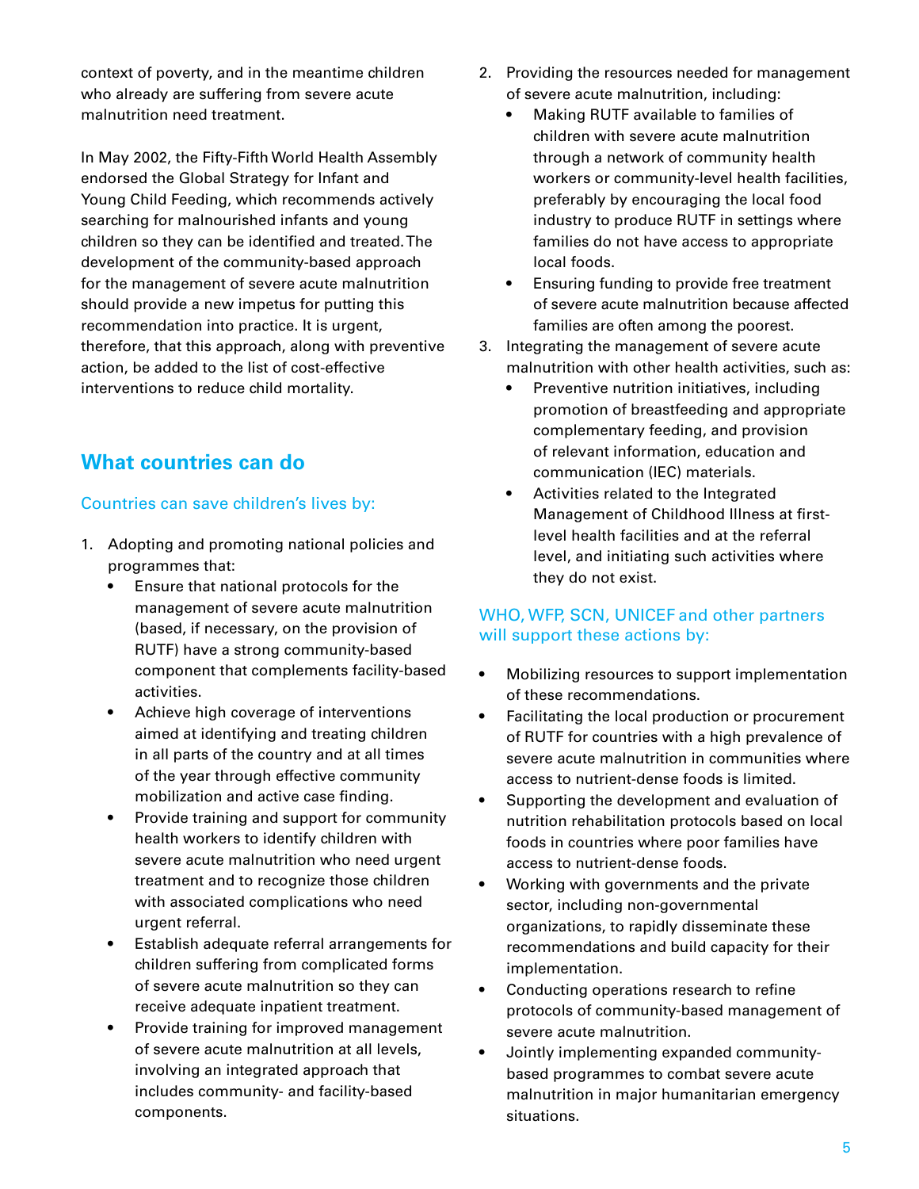context of poverty, and in the meantime children who already are suffering from severe acute malnutrition need treatment.

In May 2002, the Fifty-Fifth World Health Assembly endorsed the Global Strategy for Infant and Young Child Feeding, which recommends actively searching for malnourished infants and young children so they can be identified and treated. The development of the community-based approach for the management of severe acute malnutrition should provide a new impetus for putting this recommendation into practice. It is urgent, therefore, that this approach, along with preventive action, be added to the list of cost-effective interventions to reduce child mortality.

## What countries can do

### Countries can save children's lives by:

1. Adopting and promoting national policies and programmes that:
   - Ensure that national protocols for the management of severe acute malnutrition (based, if necessary, on the provision of RUTF) have a strong community-based component that complements facility-based activities.
   - Achieve high coverage of interventions aimed at identifying and treating children in all parts of the country and at all times of the year through effective community mobilization and active case finding.
   - Provide training and support for community health workers to identify children with severe acute malnutrition who need urgent treatment and to recognize those children with associated complications who need urgent referral.
   - Establish adequate referral arrangements for children suffering from complicated forms of severe acute malnutrition so they can receive adequate inpatient treatment.
   - Provide training for improved management of severe acute malnutrition at all levels, involving an integrated approach that includes community- and facility-based components.
2. Providing the resources needed for management of severe acute malnutrition, including:
   - Making RUTF available to families of children with severe acute malnutrition through a network of community health workers or community-level health facilities, preferably by encouraging the local food industry to produce RUTF in settings where families do not have access to appropriate local foods.
   - Ensuring funding to provide free treatment of severe acute malnutrition because affected families are often among the poorest.
3. Integrating the management of severe acute malnutrition with other health activities, such as:
   - Preventive nutrition initiatives, including promotion of breastfeeding and appropriate complementary feeding, and provision of relevant information, education and communication (IEC) materials.
   - Activities related to the Integrated Management of Childhood Illness at first-level health facilities and at the referral level, and initiating such activities where they do not exist.

### WHO, WFP, SCN, UNICEF and other partners will support these actions by:

- Mobilizing resources to support implementation of these recommendations.
- Facilitating the local production or procurement of RUTF for countries with a high prevalence of severe acute malnutrition in communities where access to nutrient-dense foods is limited.
- Supporting the development and evaluation of nutrition rehabilitation protocols based on local foods in countries where poor families have access to nutrient-dense foods.
- Working with governments and the private sector, including non-governmental organizations, to rapidly disseminate these recommendations and build capacity for their implementation.
- Conducting operations research to refine protocols of community-based management of severe acute malnutrition.
- Jointly implementing expanded community-based programmes to combat severe acute malnutrition in major humanitarian emergency situations.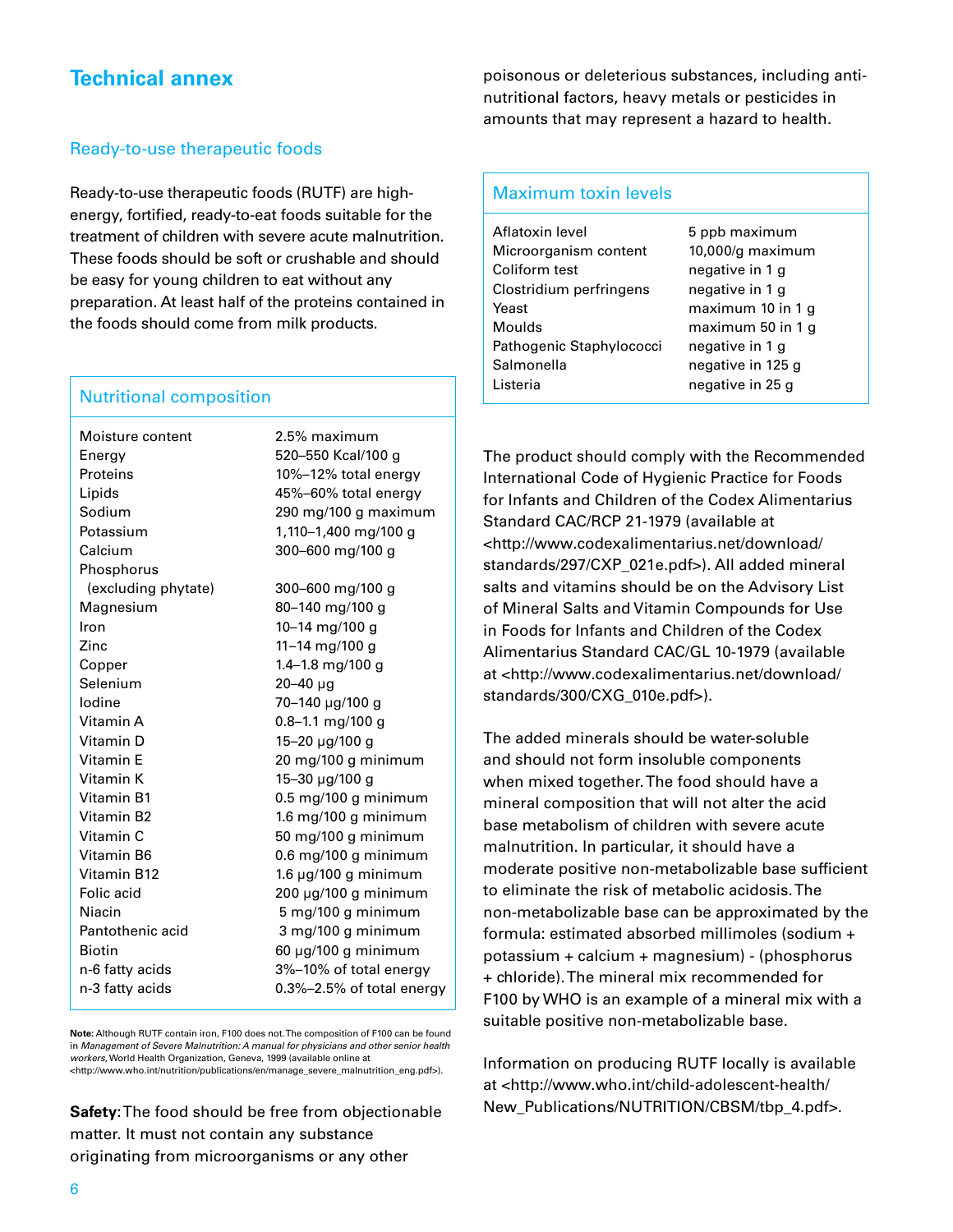## Technical annex

### Ready-to-use therapeutic foods

Ready-to-use therapeutic foods (RUTF) are high-energy, fortified, ready-to-eat foods suitable for the treatment of children with severe acute malnutrition. These foods should be soft or crushable and should be easy for young children to eat without any preparation. At least half of the proteins contained in the foods should come from milk products.

**Nutritional composition**

| | |
|---|---|
| Moisture content | 2.5% maximum |
| Energy | 520–550 Kcal/100 g |
| Proteins | 10%–12% total energy |
| Lipids | 45%–60% total energy |
| Sodium | 290 mg/100 g maximum |
| Potassium | 1,110–1,400 mg/100 g |
| Calcium | 300–600 mg/100 g |
| Phosphorus (excluding phytate) | 300–600 mg/100 g |
| Magnesium | 80–140 mg/100 g |
| Iron | 10–14 mg/100 g |
| Zinc | 11–14 mg/100 g |
| Copper | 1.4–1.8 mg/100 g |
| Selenium | 20–40 µg |
| Iodine | 70–140 µg/100 g |
| Vitamin A | 0.8–1.1 mg/100 g |
| Vitamin D | 15–20 µg/100 g |
| Vitamin E | 20 mg/100 g minimum |
| Vitamin K | 15–30 µg/100 g |
| Vitamin B1 | 0.5 mg/100 g minimum |
| Vitamin B2 | 1.6 mg/100 g minimum |
| Vitamin C | 50 mg/100 g minimum |
| Vitamin B6 | 0.6 mg/100 g minimum |
| Vitamin B12 | 1.6 µg/100 g minimum |
| Folic acid | 200 µg/100 g minimum |
| Niacin | 5 mg/100 g minimum |
| Pantothenic acid | 3 mg/100 g minimum |
| Biotin | 60 µg/100 g minimum |
| n-6 fatty acids | 3%–10% of total energy |
| n-3 fatty acids | 0.3%–2.5% of total energy |

**Note**: Although RUTF contain iron, F100 does not. The composition of F100 can be found in *Management of Severe Malnutrition: A manual for physicians and other senior health workers*, World Health Organization, Geneva, 1999 (available online at <http://www.who.int/nutrition/publications/en/manage_severe_malnutrition_eng.pdf>).

**Safety:** The food should be free from objectionable matter. It must not contain any substance originating from microorganisms or any other poisonous or deleterious substances, including anti-nutritional factors, heavy metals or pesticides in amounts that may represent a hazard to health.

**Maximum toxin levels**

| | |
|---|---|
| Aflatoxin level | 5 ppb maximum |
| Microorganism content | 10,000/g maximum |
| Coliform test | negative in 1 g |
| Clostridium perfringens | negative in 1 g |
| Yeast | maximum 10 in 1 g |
| Moulds | maximum 50 in 1 g |
| Pathogenic Staphylococci | negative in 1 g |
| Salmonella | negative in 125 g |
| Listeria | negative in 25 g |

The product should comply with the Recommended International Code of Hygienic Practice for Foods for Infants and Children of the Codex Alimentarius Standard CAC/RCP 21-1979 (available at <http://www.codexalimentarius.net/download/standards/297/CXP_021e.pdf>). All added mineral salts and vitamins should be on the Advisory List of Mineral Salts and Vitamin Compounds for Use in Foods for Infants and Children of the Codex Alimentarius Standard CAC/GL 10-1979 (available at <http://www.codexalimentarius.net/download/standards/300/CXG_010e.pdf>).

The added minerals should be water-soluble and should not form insoluble components when mixed together. The food should have a mineral composition that will not alter the acid base metabolism of children with severe acute malnutrition. In particular, it should have a moderate positive non-metabolizable base sufficient to eliminate the risk of metabolic acidosis. The non-metabolizable base can be approximated by the formula: estimated absorbed millimoles (sodium + potassium + calcium + magnesium) - (phosphorus + chloride). The mineral mix recommended for F100 by WHO is an example of a mineral mix with a suitable positive non-metabolizable base.

Information on producing RUTF locally is available at <http://www.who.int/child-adolescent-health/New_Publications/NUTRITION/CBSM/tbp_4.pdf>.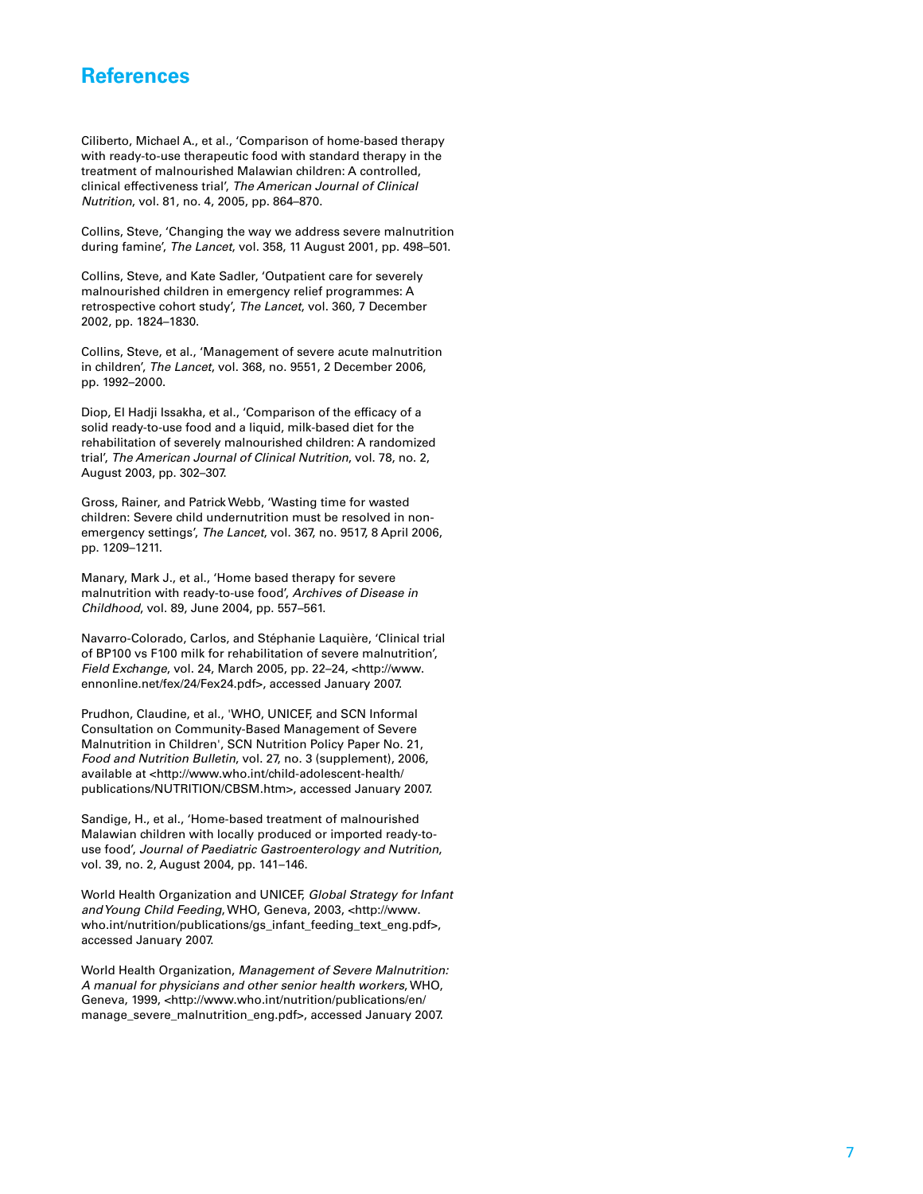## References

Ciliberto, Michael A., et al., 'Comparison of home-based therapy with ready-to-use therapeutic food with standard therapy in the treatment of malnourished Malawian children: A controlled, clinical effectiveness trial', *The American Journal of Clinical Nutrition*, vol. 81, no. 4, 2005, pp. 864–870.

Collins, Steve, 'Changing the way we address severe malnutrition during famine', *The Lancet*, vol. 358, 11 August 2001, pp. 498–501.

Collins, Steve, and Kate Sadler, 'Outpatient care for severely malnourished children in emergency relief programmes: A retrospective cohort study', *The Lancet*, vol. 360, 7 December 2002, pp. 1824–1830.

Collins, Steve, et al., 'Management of severe acute malnutrition in children', *The Lancet*, vol. 368, no. 9551, 2 December 2006, pp. 1992–2000.

Diop, El Hadji Issakha, et al., 'Comparison of the efficacy of a solid ready-to-use food and a liquid, milk-based diet for the rehabilitation of severely malnourished children: A randomized trial', *The American Journal of Clinical Nutrition*, vol. 78, no. 2, August 2003, pp. 302–307.

Gross, Rainer, and Patrick Webb, 'Wasting time for wasted children: Severe child undernutrition must be resolved in non-emergency settings', *The Lancet*, vol. 367, no. 9517, 8 April 2006, pp. 1209–1211.

Manary, Mark J., et al., 'Home based therapy for severe malnutrition with ready-to-use food', *Archives of Disease in Childhood*, vol. 89, June 2004, pp. 557–561.

Navarro-Colorado, Carlos, and Stéphanie Laquière, 'Clinical trial of BP100 vs F100 milk for rehabilitation of severe malnutrition', *Field Exchange*, vol. 24, March 2005, pp. 22–24, <http://www.ennonline.net/fex/24/Fex24.pdf>, accessed January 2007.

Prudhon, Claudine, et al., 'WHO, UNICEF, and SCN Informal Consultation on Community-Based Management of Severe Malnutrition in Children', SCN Nutrition Policy Paper No. 21, *Food and Nutrition Bulletin*, vol. 27, no. 3 (supplement), 2006, available at <http://www.who.int/child-adolescent-health/publications/NUTRITION/CBSM.htm>, accessed January 2007.

Sandige, H., et al., 'Home-based treatment of malnourished Malawian children with locally produced or imported ready-to-use food', *Journal of Paediatric Gastroenterology and Nutrition*, vol. 39, no. 2, August 2004, pp. 141–146.

World Health Organization and UNICEF, *Global Strategy for Infant and Young Child Feeding*, WHO, Geneva, 2003, <http://www.who.int/nutrition/publications/gs_infant_feeding_text_eng.pdf>, accessed January 2007.

World Health Organization, *Management of Severe Malnutrition: A manual for physicians and other senior health workers*, WHO, Geneva, 1999, <http://www.who.int/nutrition/publications/en/manage_severe_malnutrition_eng.pdf>, accessed January 2007.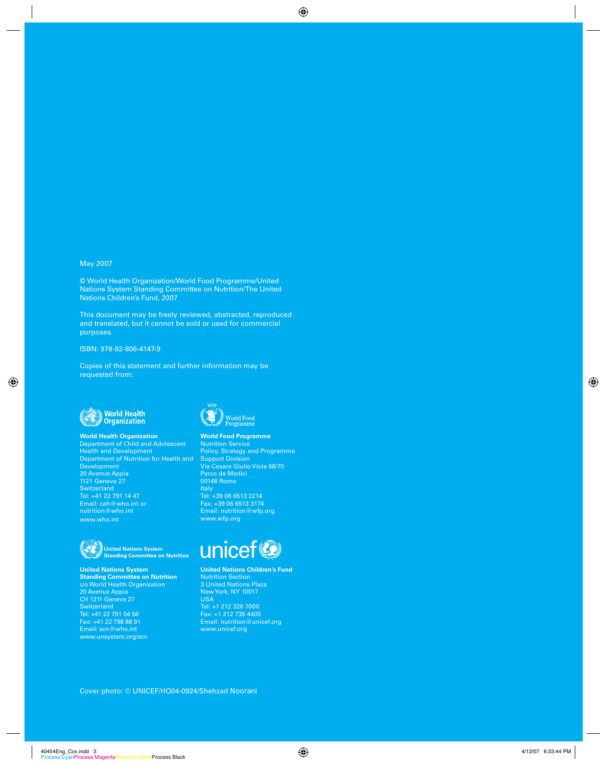May 2007

© World Health Organization/World Food Programme/United Nations System Standing Committee on Nutrition/The United Nations Children's Fund, 2007

This document may be freely reviewed, abstracted, reproduced and translated, but it cannot be sold or used for commercial purposes.

ISBN: 978-92-806-4147-9

Copies of this statement and further information may be requested from:

**World Health Organization**
Department of Child and Adolescent Health and Development
Department of Nutrition for Health and Development
20 Avenue Appia
1121 Geneva 27
Switzerland
Tel: +41 22 791 14 47
Email: cah@who.int or nutrition@who.int
www.who.int

**World Food Programme**
Nutrition Service
Policy, Strategy and Programme Support Division
Via Cesare Giulio Viola 68/70
Parco de Medici
00148 Rome
Italy
Tel: +39 06 6513 2214
Fax: +39 06 6513 3174
Email: nutrition@wfp.org
www.wfp.org

**United Nations System Standing Committee on Nutrition**
c/o World Health Organization
20 Avenue Appia
CH 1211 Geneva 27
Switzerland
Tel: +41 22 791 04 56
Fax: +41 22 798 88 91
Email: scn@who.int
www.unsystem.org/scn

**United Nations Children's Fund**
Nutrition Section
3 United Nations Plaza
New York, NY 10017
USA
Tel: +1 212 326 7000
Fax: +1 212 735 4405
Email: nutrition@unicef.org
www.unicef.org

Cover photo: © UNICEF/HQ04-0924/Shehzad Noorani